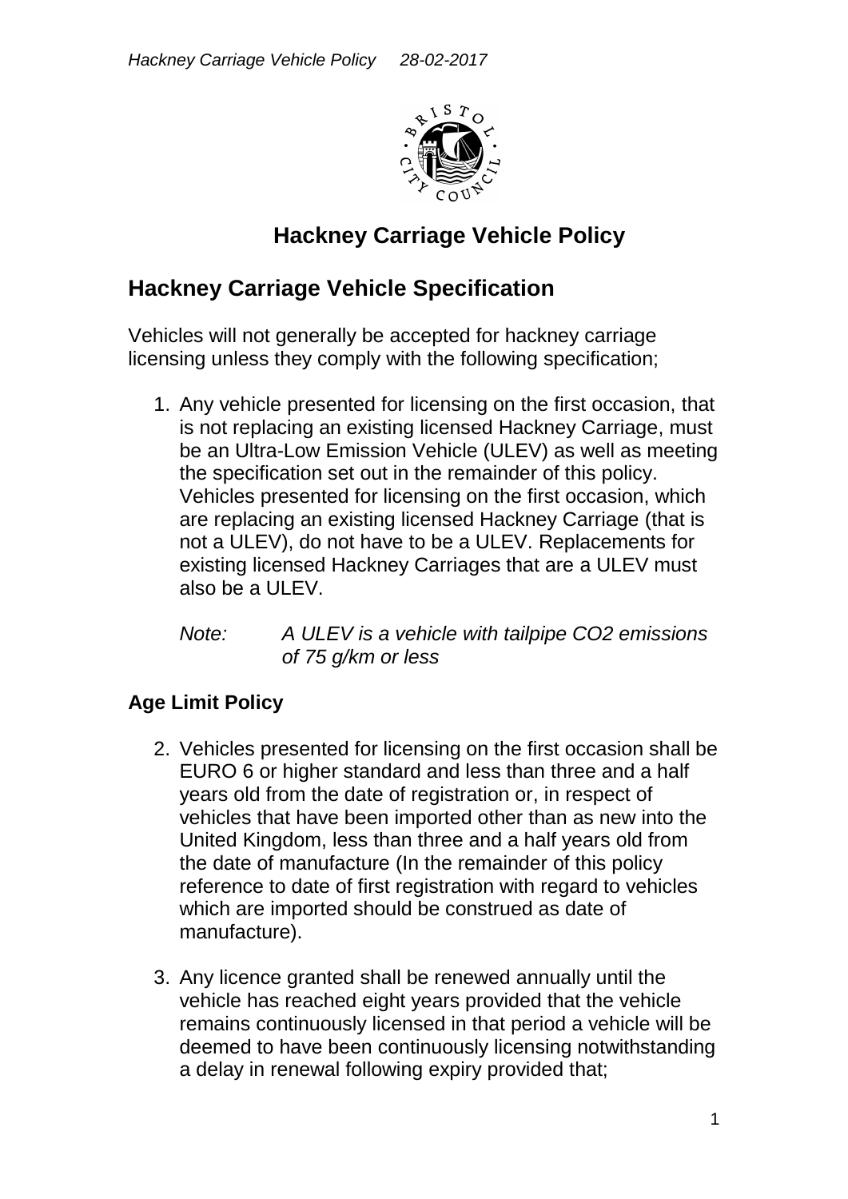# Hackney Carriage Vehicle Policy

## Hackney Carriage Vehicle Specification

Vehicles will not generally be accepted for hackney carriage licensing unless they comply with the following specification;

1. Any vehicle presented for licensing on the first occasion, that is not replacing an existing licensed Hackney Carriage, must be an Ultra-Low Emission Vehicle (ULEV) as well as meeting the specification set out in the remainder of this policy. Vehicles presented for licensing on the first occasion, which are replacing an existing licensed Hackney Carriage (that is not a ULEV), do not have to be a ULEV. Replacements for existing licensed Hackney Carriages that are a ULEV must also be a ULEV.

   *Note: A ULEV is a vehicle with tailpipe CO2 emissions of 75 g/km or less*

### Age Limit Policy

2. Vehicles presented for licensing on the first occasion shall be EURO 6 or higher standard and less than three and a half years old from the date of registration or, in respect of vehicles that have been imported other than as new into the United Kingdom, less than three and a half years old from the date of manufacture (In the remainder of this policy reference to date of first registration with regard to vehicles which are imported should be construed as date of manufacture).

3. Any licence granted shall be renewed annually until the vehicle has reached eight years provided that the vehicle remains continuously licensed in that period a vehicle will be deemed to have been continuously licensing notwithstanding a delay in renewal following expiry provided that;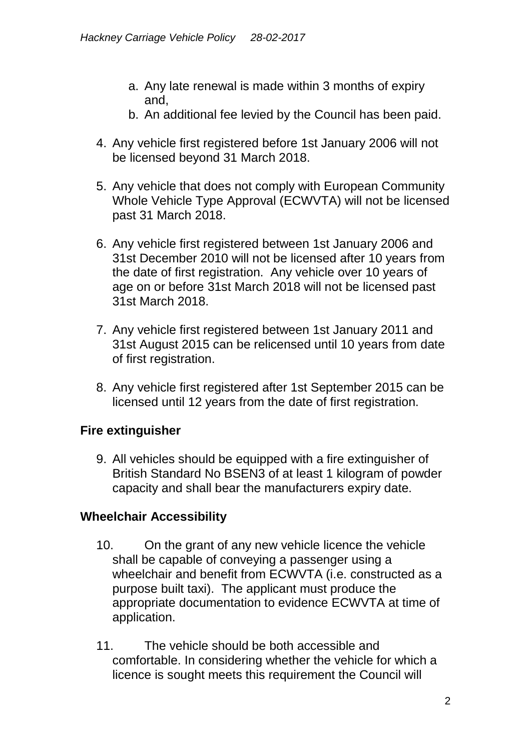a. Any late renewal is made within 3 months of expiry and,
b. An additional fee levied by the Council has been paid.

4. Any vehicle first registered before 1st January 2006 will not be licensed beyond 31 March 2018.

5. Any vehicle that does not comply with European Community Whole Vehicle Type Approval (ECWVTA) will not be licensed past 31 March 2018.

6. Any vehicle first registered between 1st January 2006 and 31st December 2010 will not be licensed after 10 years from the date of first registration. Any vehicle over 10 years of age on or before 31st March 2018 will not be licensed past 31st March 2018.

7. Any vehicle first registered between 1st January 2011 and 31st August 2015 can be relicensed until 10 years from date of first registration.

8. Any vehicle first registered after 1st September 2015 can be licensed until 12 years from the date of first registration.

## Fire extinguisher

9. All vehicles should be equipped with a fire extinguisher of British Standard No BSEN3 of at least 1 kilogram of powder capacity and shall bear the manufacturers expiry date.

## Wheelchair Accessibility

10. On the grant of any new vehicle licence the vehicle shall be capable of conveying a passenger using a wheelchair and benefit from ECWVTA (i.e. constructed as a purpose built taxi). The applicant must produce the appropriate documentation to evidence ECWVTA at time of application.

11. The vehicle should be both accessible and comfortable. In considering whether the vehicle for which a licence is sought meets this requirement the Council will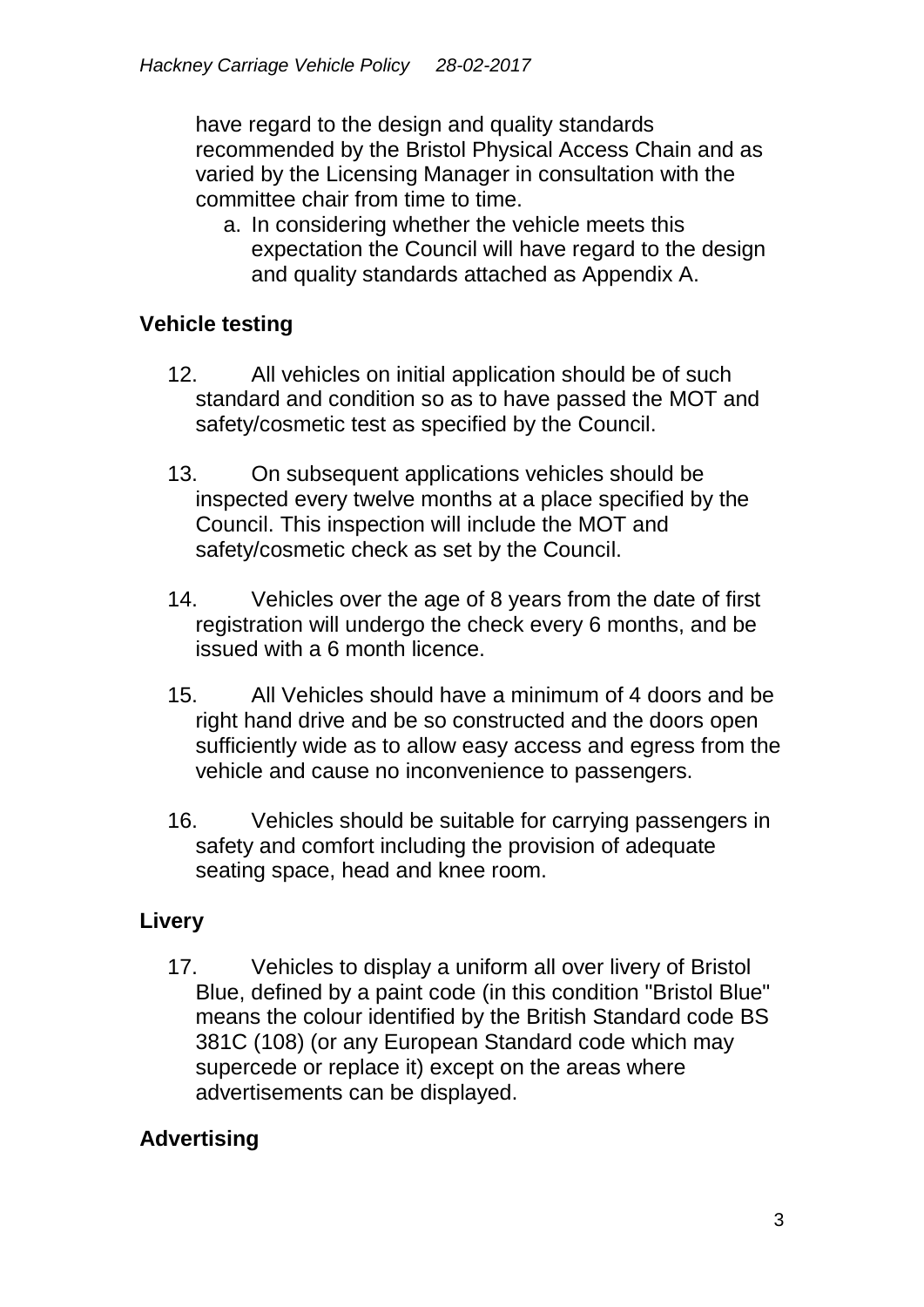have regard to the design and quality standards recommended by the Bristol Physical Access Chain and as varied by the Licensing Manager in consultation with the committee chair from time to time.

   a. In considering whether the vehicle meets this expectation the Council will have regard to the design and quality standards attached as Appendix A.

## Vehicle testing

12. All vehicles on initial application should be of such standard and condition so as to have passed the MOT and safety/cosmetic test as specified by the Council.

13. On subsequent applications vehicles should be inspected every twelve months at a place specified by the Council. This inspection will include the MOT and safety/cosmetic check as set by the Council.

14. Vehicles over the age of 8 years from the date of first registration will undergo the check every 6 months, and be issued with a 6 month licence.

15. All Vehicles should have a minimum of 4 doors and be right hand drive and be so constructed and the doors open sufficiently wide as to allow easy access and egress from the vehicle and cause no inconvenience to passengers.

16. Vehicles should be suitable for carrying passengers in safety and comfort including the provision of adequate seating space, head and knee room.

## Livery

17. Vehicles to display a uniform all over livery of Bristol Blue, defined by a paint code (in this condition "Bristol Blue" means the colour identified by the British Standard code BS 381C (108) (or any European Standard code which may supercede or replace it) except on the areas where advertisements can be displayed.

## Advertising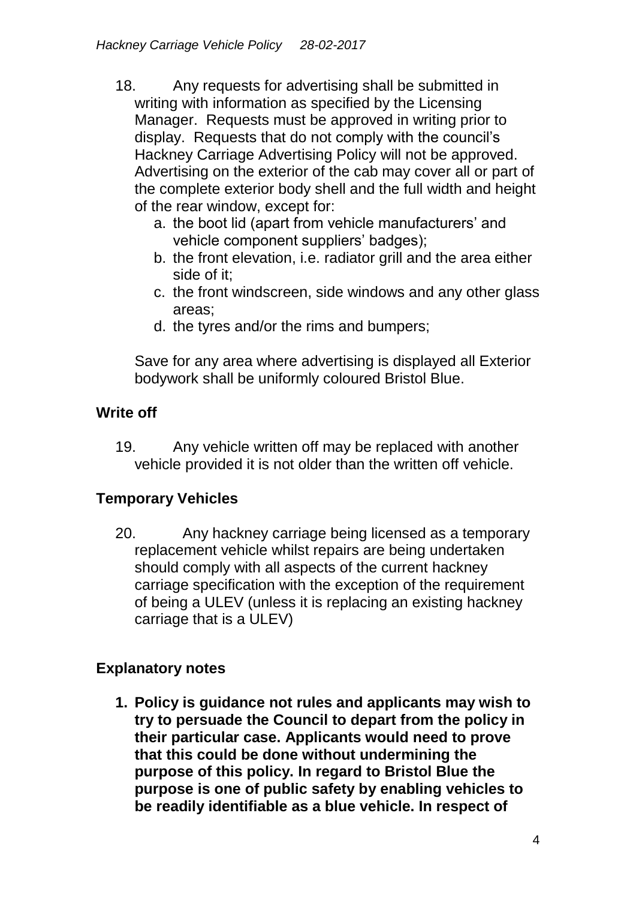18. Any requests for advertising shall be submitted in writing with information as specified by the Licensing Manager. Requests must be approved in writing prior to display. Requests that do not comply with the council's Hackney Carriage Advertising Policy will not be approved. Advertising on the exterior of the cab may cover all or part of the complete exterior body shell and the full width and height of the rear window, except for:
    a. the boot lid (apart from vehicle manufacturers' and vehicle component suppliers' badges);
    b. the front elevation, i.e. radiator grill and the area either side of it;
    c. the front windscreen, side windows and any other glass areas;
    d. the tyres and/or the rims and bumpers;

    Save for any area where advertising is displayed all Exterior bodywork shall be uniformly coloured Bristol Blue.

## Write off

19. Any vehicle written off may be replaced with another vehicle provided it is not older than the written off vehicle.

## Temporary Vehicles

20. Any hackney carriage being licensed as a temporary replacement vehicle whilst repairs are being undertaken should comply with all aspects of the current hackney carriage specification with the exception of the requirement of being a ULEV (unless it is replacing an existing hackney carriage that is a ULEV)

## Explanatory notes

1. **Policy is guidance not rules and applicants may wish to try to persuade the Council to depart from the policy in their particular case. Applicants would need to prove that this could be done without undermining the purpose of this policy. In regard to Bristol Blue the purpose is one of public safety by enabling vehicles to be readily identifiable as a blue vehicle. In respect of**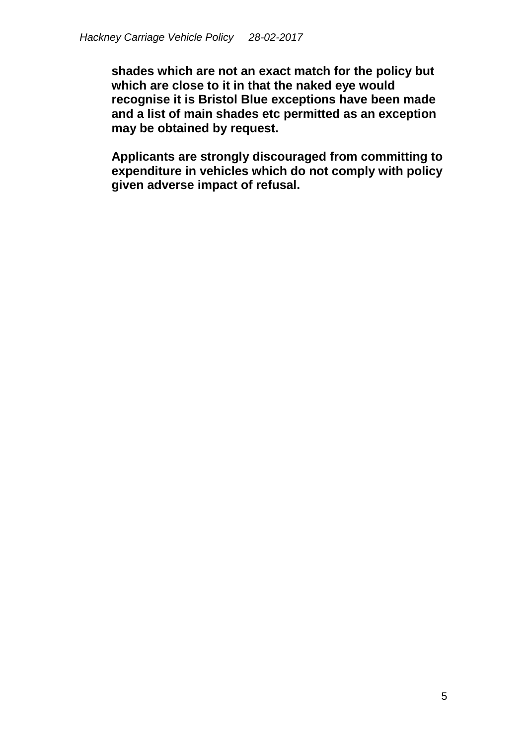**shades which are not an exact match for the policy but which are close to it in that the naked eye would recognise it is Bristol Blue exceptions have been made and a list of main shades etc permitted as an exception may be obtained by request.**

**Applicants are strongly discouraged from committing to expenditure in vehicles which do not comply with policy given adverse impact of refusal.**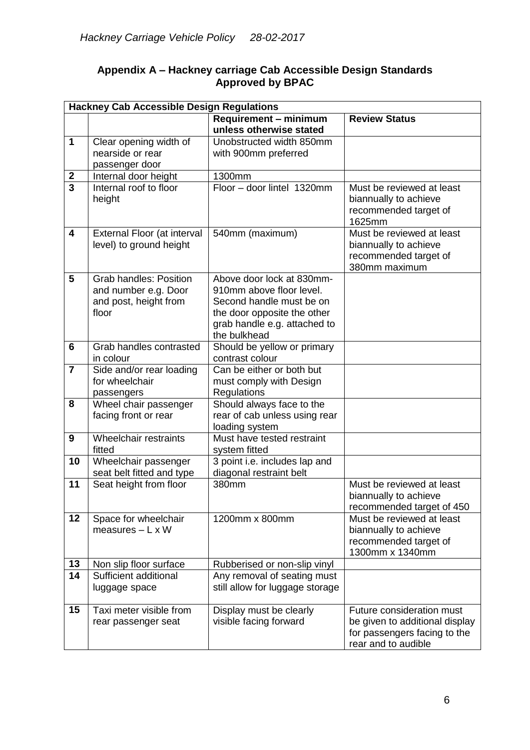## Appendix A – Hackney carriage Cab Accessible Design Standards Approved by BPAC

| Hackney Cab Accessible Design Regulations | | | |
|---|---|---|---|
| | | **Requirement – minimum unless otherwise stated** | **Review Status** |
| **1** | Clear opening width of nearside or rear passenger door | Unobstructed width 850mm with 900mm preferred | |
| **2** | Internal door height | 1300mm | |
| **3** | Internal roof to floor height | Floor – door lintel 1320mm | Must be reviewed at least biannually to achieve recommended target of 1625mm |
| **4** | External Floor (at interval level) to ground height | 540mm (maximum) | Must be reviewed at least biannually to achieve recommended target of 380mm maximum |
| **5** | Grab handles: Position and number e.g. Door and post, height from floor | Above door lock at 830mm-910mm above floor level. Second handle must be on the door opposite the other grab handle e.g. attached to the bulkhead | |
| **6** | Grab handles contrasted in colour | Should be yellow or primary contrast colour | |
| **7** | Side and/or rear loading for wheelchair passengers | Can be either or both but must comply with Design Regulations | |
| **8** | Wheel chair passenger facing front or rear | Should always face to the rear of cab unless using rear loading system | |
| **9** | Wheelchair restraints fitted | Must have tested restraint system fitted | |
| **10** | Wheelchair passenger seat belt fitted and type | 3 point i.e. includes lap and diagonal restraint belt | |
| **11** | Seat height from floor | 380mm | Must be reviewed at least biannually to achieve recommended target of 450 |
| **12** | Space for wheelchair measures – L x W | 1200mm x 800mm | Must be reviewed at least biannually to achieve recommended target of 1300mm x 1340mm |
| **13** | Non slip floor surface | Rubberised or non-slip vinyl | |
| **14** | Sufficient additional luggage space | Any removal of seating must still allow for luggage storage | |
| **15** | Taxi meter visible from rear passenger seat | Display must be clearly visible facing forward | Future consideration must be given to additional display for passengers facing to the rear and to audible |